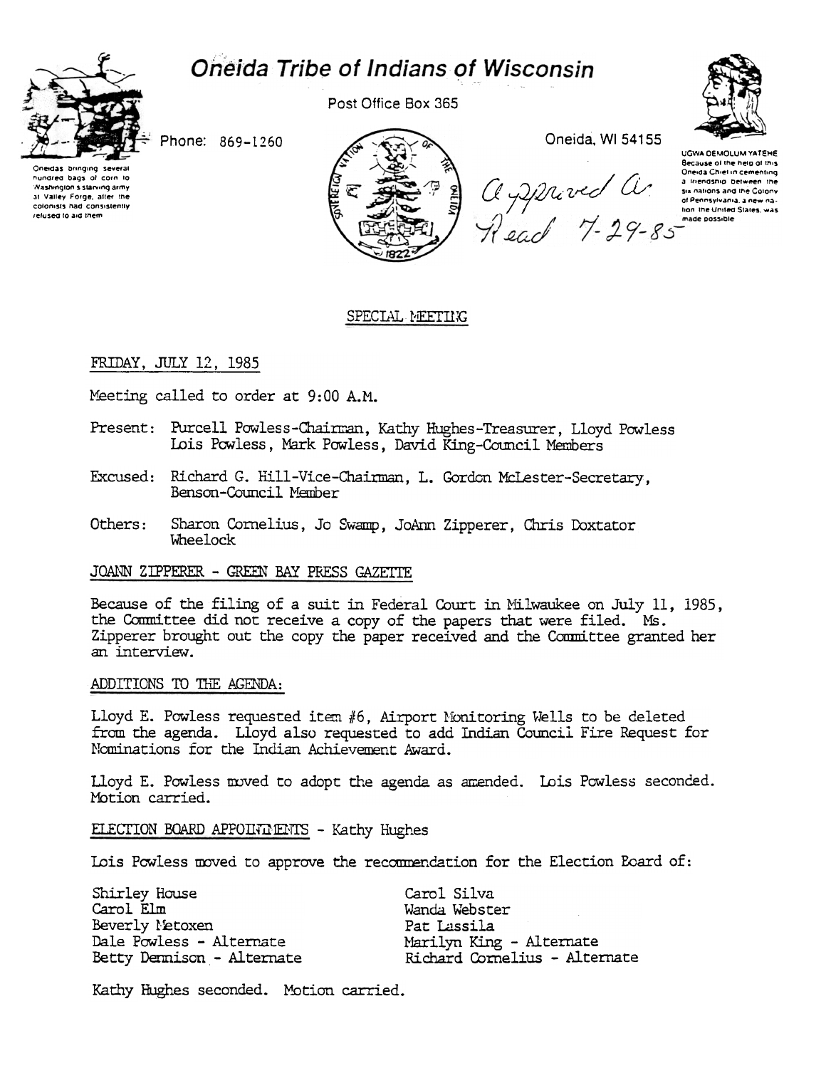# Oneida Tribe of Indians of Wisconsin

Post Office Box 365

Phone: 869-1260

Oneida, WI 54155

Oneidas bringing several hundred bags of corn to Washington's starving army at Valley Forge, after the colonists had consistently refused to aid them

UGWA DEMOLUM YATEHE
Because of the help of this Oneida Chief in cementing a friendship between the six nations and the Colony of Pennsylvania, a new nation, the United States, was made possible

Approved as Read 7-29-85

## SPECIAL MEETING

FRIDAY, JULY 12, 1985

Meeting called to order at 9:00 A.M.

Present: Purcell Powless-Chairman, Kathy Hughes-Treasurer, Lloyd Powless Lois Powless, Mark Powless, David King-Council Members

Excused: Richard G. Hill-Vice-Chairman, L. Gordon McLester-Secretary, Benson-Council Member

Others: Sharon Cornelius, Jo Swamp, JoAnn Zipperer, Chris Doxtator Wheelock

### JOANN ZIPPERER - GREEN BAY PRESS GAZETTE

Because of the filing of a suit in Federal Court in Milwaukee on July 11, 1985, the Committee did not receive a copy of the papers that were filed. Ms. Zipperer brought out the copy the paper received and the Committee granted her an interview.

### ADDITIONS TO THE AGENDA:

Lloyd E. Powless requested item #6, Airport Monitoring Wells to be deleted from the agenda. Lloyd also requested to add Indian Council Fire Request for Nominations for the Indian Achievement Award.

Lloyd E. Powless moved to adopt the agenda as amended. Lois Powless seconded. Motion carried.

### ELECTION BOARD APPOINTMENTS - Kathy Hughes

Lois Powless moved to approve the recommendation for the Election Board of:

Shirley House
Carol Elm
Beverly Metoxen
Dale Powless - Alternate
Betty Dennison - Alternate
Carol Silva
Wanda Webster
Pat Lassila
Marilyn King - Alternate
Richard Cornelius - Alternate

Kathy Hughes seconded. Motion carried.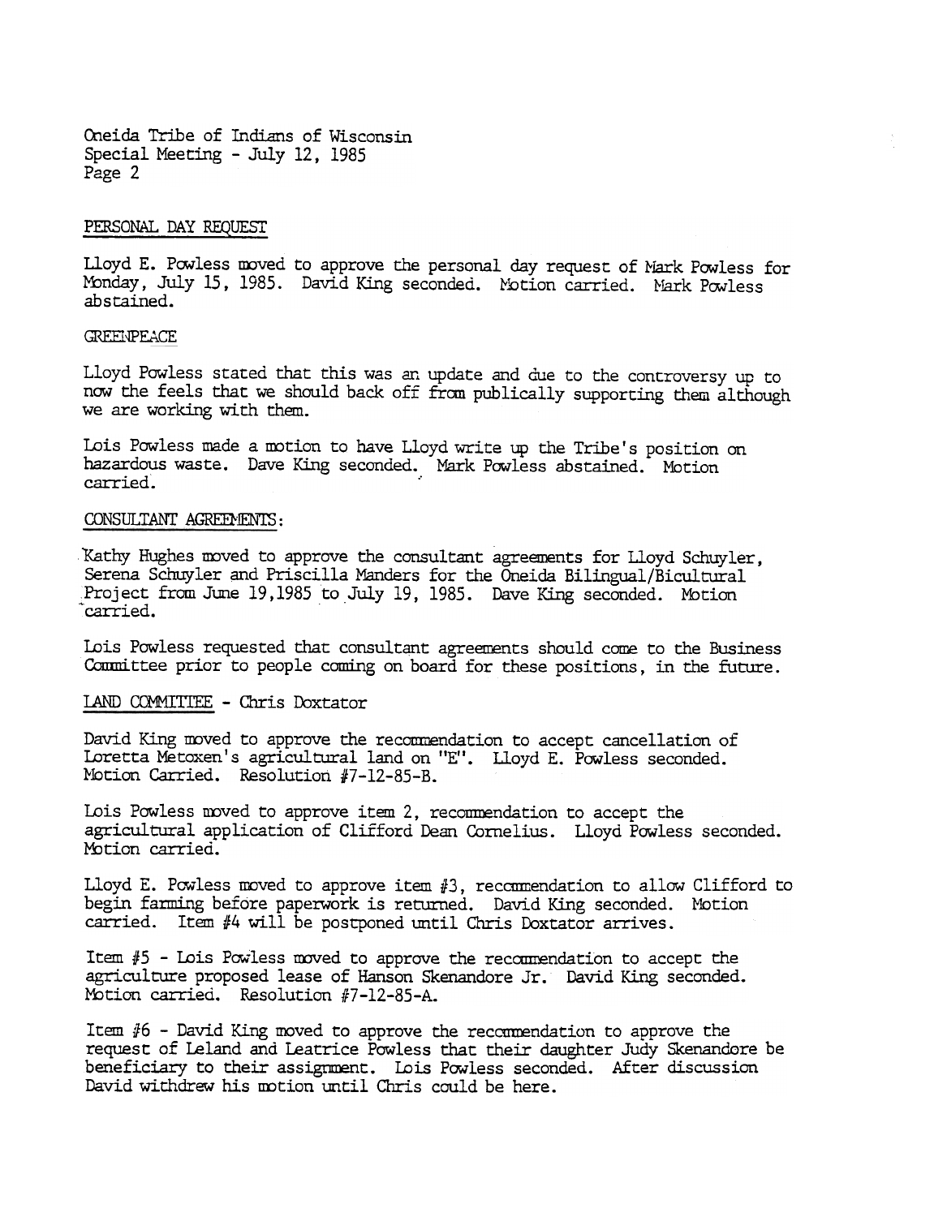PERSONAL DAY REQUEST

Lloyd E. Powless moved to approve the personal day request of Mark Powless for Monday, July 15, 1985. David King seconded. Motion carried. Mark Powless abstained.

GREENPEACE

Lloyd Powless stated that this was an update and due to the controversy up to now the feels that we should back off from publically supporting them although we are working with them.

Lois Powless made a motion to have Lloyd write up the Tribe's position on hazardous waste. Dave King seconded. Mark Powless abstained. Motion carried.

CONSULTANT AGREEMENTS:

Kathy Hughes moved to approve the consultant agreements for Lloyd Schuyler, Serena Schuyler and Priscilla Manders for the Oneida Bilingual/Bicultural Project from June 19,1985 to July 19, 1985. Dave King seconded. Motion carried.

Lois Powless requested that consultant agreements should come to the Business Committee prior to people coming on board for these positions, in the future.

LAND COMMITTEE - Chris Doxtator

David King moved to approve the recommendation to accept cancellation of Loretta Metoxen's agricultural land on "E". Lloyd E. Powless seconded. Motion Carried. Resolution #7-12-85-B.

Lois Powless moved to approve item 2, recommendation to accept the agricultural application of Clifford Dean Cornelius. Lloyd Powless seconded. Motion carried.

Lloyd E. Powless moved to approve item #3, recommendation to allow Clifford to begin farming before paperwork is returned. David King seconded. Motion carried. Item #4 will be postponed until Chris Doxtator arrives.

Item #5 - Lois Powless moved to approve the recommendation to accept the agriculture proposed lease of Hanson Skenandore Jr. David King seconded. Motion carried. Resolution #7-12-85-A.

Item #6 - David King moved to approve the recommendation to approve the request of Leland and Leatrice Powless that their daughter Judy Skenandore be beneficiary to their assignment. Lois Powless seconded. After discussion David withdrew his motion until Chris could be here.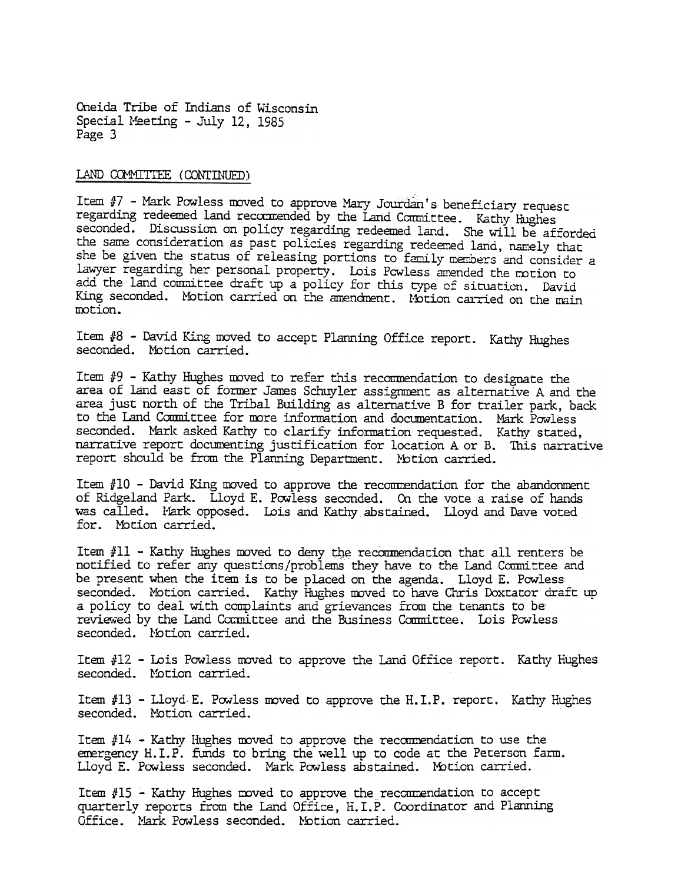LAND COMMITTEE (CONTINUED)

Item #7 - Mark Powless moved to approve Mary Jourdan's beneficiary request regarding redeemed land recommended by the Land Committee. Kathy Hughes seconded. Discussion on policy regarding redeemed land. She will be afforded the same consideration as past policies regarding redeemed land, namely that she be given the status of releasing portions to family members and consider a lawyer regarding her personal property. Lois Powless amended the motion to add the land committee draft up a policy for this type of situation. David King seconded. Motion carried on the amendment. Motion carried on the main motion.

Item #8 - David King moved to accept Planning Office report. Kathy Hughes seconded. Motion carried.

Item #9 - Kathy Hughes moved to refer this recommendation to designate the area of land east of former James Schuyler assignment as alternative A and the area just north of the Tribal Building as alternative B for trailer park, back to the Land Committee for more information and documentation. Mark Powless seconded. Mark asked Kathy to clarify information requested. Kathy stated, narrative report documenting justification for location A or B. This narrative report should be from the Planning Department. Motion carried.

Item #10 - David King moved to approve the recommendation for the abandonment of Ridgeland Park. Lloyd E. Powless seconded. On the vote a raise of hands was called. Mark opposed. Lois and Kathy abstained. Lloyd and Dave voted for. Motion carried.

Item #11 - Kathy Hughes moved to deny the recommendation that all renters be notified to refer any questions/problems they have to the Land Committee and be present when the item is to be placed on the agenda. Lloyd E. Powless seconded. Motion carried. Kathy Hughes moved to have Chris Doxtator draft up a policy to deal with complaints and grievances from the tenants to be reviewed by the Land Committee and the Business Committee. Lois Powless seconded. Motion carried.

Item #12 - Lois Powless moved to approve the Land Office report. Kathy Hughes seconded. Motion carried.

Item #13 - Lloyd E. Powless moved to approve the H.I.P. report. Kathy Hughes seconded. Motion carried.

Item #14 - Kathy Hughes moved to approve the recommendation to use the emergency H.I.P. funds to bring the well up to code at the Peterson farm. Lloyd E. Powless seconded. Mark Powless abstained. Motion carried.

Item #15 - Kathy Hughes moved to approve the recommendation to accept quarterly reports from the Land Office, H.I.P. Coordinator and Planning Office. Mark Powless seconded. Motion carried.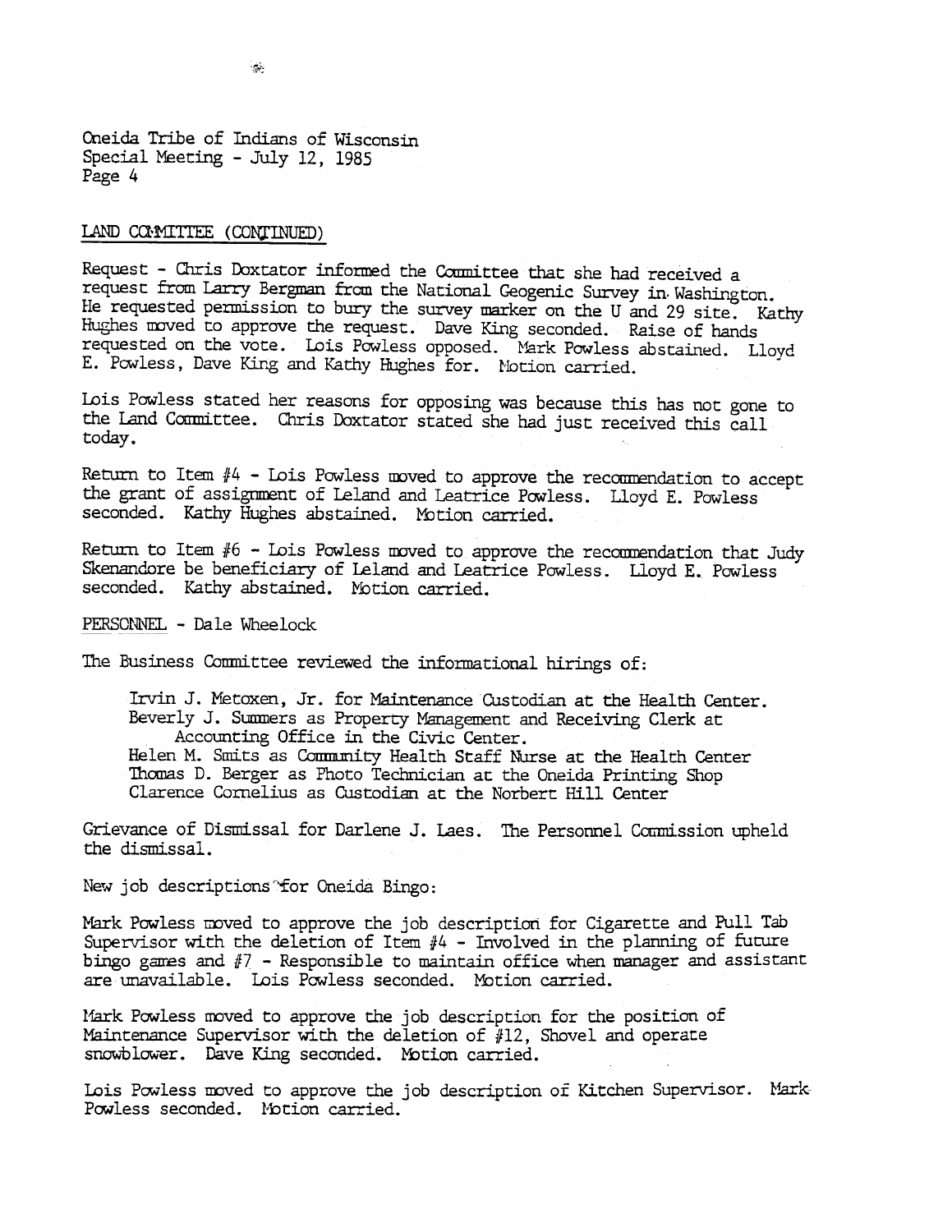Oneida Tribe of Indians of Wisconsin
Special Meeting - July 12, 1985
Page 4

LAND COMMITTEE (CONTINUED)

Request - Chris Doxtator informed the Committee that she had received a request from Larry Bergman from the National Geogenic Survey in Washington. He requested permission to bury the survey marker on the U and 29 site. Kathy Hughes moved to approve the request. Dave King seconded. Raise of hands requested on the vote. Lois Powless opposed. Mark Powless abstained. Lloyd E. Powless, Dave King and Kathy Hughes for. Motion carried.

Lois Powless stated her reasons for opposing was because this has not gone to the Land Committee. Chris Doxtator stated she had just received this call today.

Return to Item #4 - Lois Powless moved to approve the recommendation to accept the grant of assignment of Leland and Leatrice Powless. Lloyd E. Powless seconded. Kathy Hughes abstained. Motion carried.

Return to Item #6 - Lois Powless moved to approve the recommendation that Judy Skenandore be beneficiary of Leland and Leatrice Powless. Lloyd E. Powless seconded. Kathy abstained. Motion carried.

PERSONNEL - Dale Wheelock

The Business Committee reviewed the informational hirings of:

Irvin J. Metoxen, Jr. for Maintenance Custodian at the Health Center.
Beverly J. Summers as Property Management and Receiving Clerk at Accounting Office in the Civic Center.
Helen M. Smits as Community Health Staff Nurse at the Health Center
Thomas D. Berger as Photo Technician at the Oneida Printing Shop
Clarence Cornelius as Custodian at the Norbert Hill Center

Grievance of Dismissal for Darlene J. Laes. The Personnel Commission upheld the dismissal.

New job descriptions for Oneida Bingo:

Mark Powless moved to approve the job description for Cigarette and Pull Tab Supervisor with the deletion of Item #4 - Involved in the planning of future bingo games and #7 - Responsible to maintain office when manager and assistant are unavailable. Lois Powless seconded. Motion carried.

Mark Powless moved to approve the job description for the position of Maintenance Supervisor with the deletion of #12, Shovel and operate snowblower. Dave King seconded. Motion carried.

Lois Powless moved to approve the job description of Kitchen Supervisor. Mark Powless seconded. Motion carried.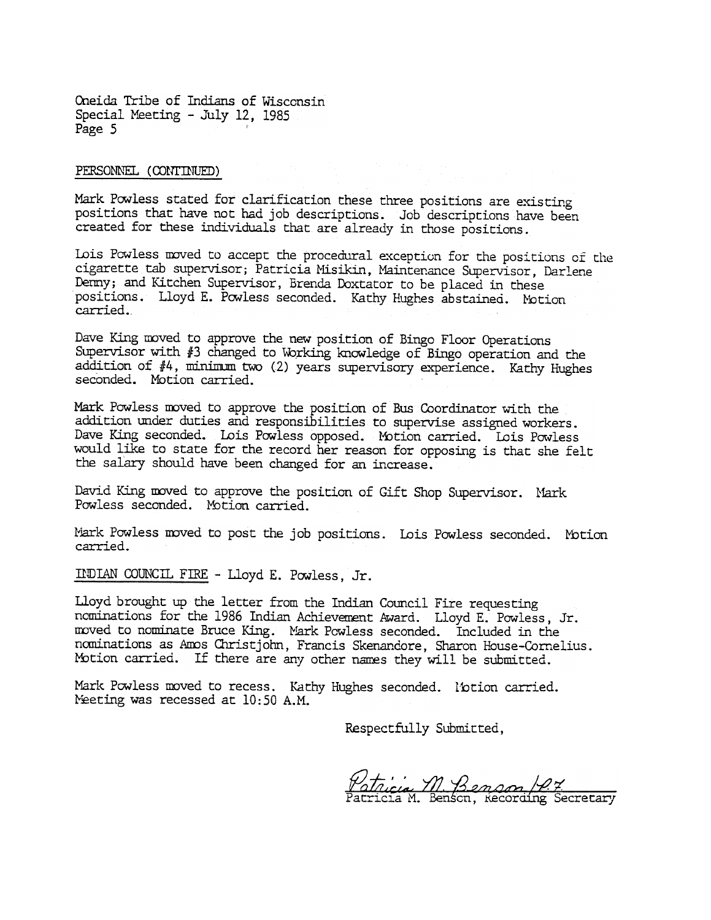PERSONNEL (CONTINUED)

Mark Powless stated for clarification these three positions are existing positions that have not had job descriptions. Job descriptions have been created for these individuals that are already in those positions.

Lois Powless moved to accept the procedural exception for the positions of the cigarette tab supervisor; Patricia Misikin, Maintenance Supervisor, Darlene Denny; and Kitchen Supervisor, Brenda Doxtator to be placed in these positions. Lloyd E. Powless seconded. Kathy Hughes abstained. Motion carried.

Dave King moved to approve the new position of Bingo Floor Operations Supervisor with #3 changed to Working knowledge of Bingo operation and the addition of #4, minimum two (2) years supervisory experience. Kathy Hughes seconded. Motion carried.

Mark Powless moved to approve the position of Bus Coordinator with the addition under duties and responsibilities to supervise assigned workers. Dave King seconded. Lois Powless opposed. Motion carried. Lois Powless would like to state for the record her reason for opposing is that she felt the salary should have been changed for an increase.

David King moved to approve the position of Gift Shop Supervisor. Mark Powless seconded. Motion carried.

Mark Powless moved to post the job positions. Lois Powless seconded. Motion carried.

INDIAN COUNCIL FIRE - Lloyd E. Powless, Jr.

Lloyd brought up the letter from the Indian Council Fire requesting nominations for the 1986 Indian Achievement Award. Lloyd E. Powless, Jr. moved to nominate Bruce King. Mark Powless seconded. Included in the nominations as Amos Christjohn, Francis Skenandore, Sharon House-Cornelius. Motion carried. If there are any other names they will be submitted.

Mark Powless moved to recess. Kathy Hughes seconded. Motion carried. Meeting was recessed at 10:50 A.M.

Respectfully Submitted,

Patricia M. Benson

Patricia M. Benson, Recording Secretary